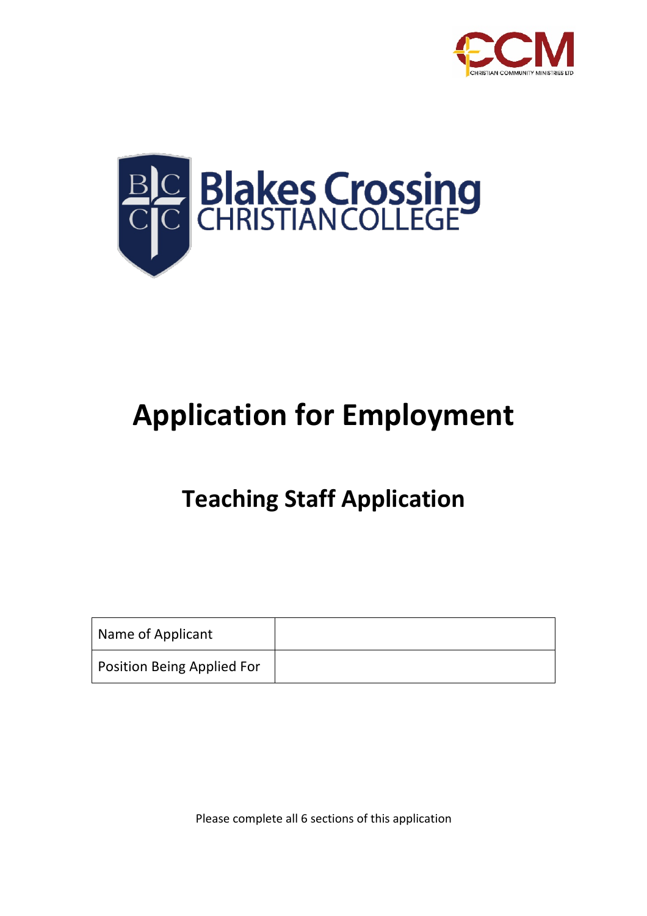# Application for Employment

## Teaching Staff Application

| Name of Applicant | |
|---|---|
| Position Being Applied For | |

Please complete all 6 sections of this application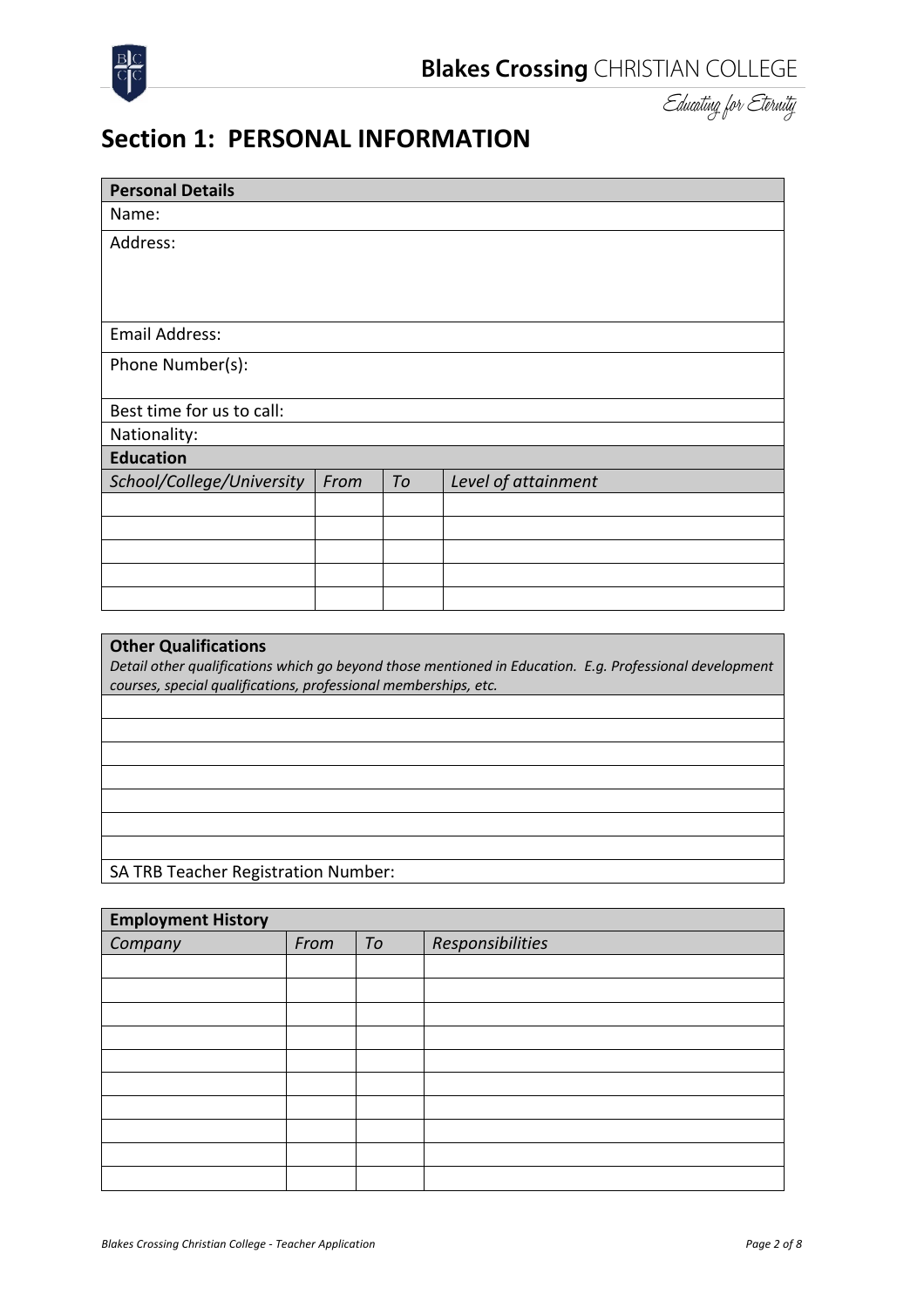# Section 1: PERSONAL INFORMATION

| **Personal Details** | | | |
|---|---|---|---|
| Name: | | | |
| Address: | | | |
| Email Address: | | | |
| Phone Number(s): | | | |
| Best time for us to call: | | | |
| Nationality: | | | |
| **Education** | | | |
| *School/College/University* | *From* | *To* | *Level of attainment* |
| | | | |
| | | | |
| | | | |
| | | | |
| | | | |

| **Other Qualifications** *Detail other qualifications which go beyond those mentioned in Education. E.g. Professional development courses, special qualifications, professional memberships, etc.* |
|---|
| |
| |
| |
| |
| |
| |
| |
| SA TRB Teacher Registration Number: |

| **Employment History** | | | |
|---|---|---|---|
| *Company* | *From* | *To* | *Responsibilities* |
| | | | |
| | | | |
| | | | |
| | | | |
| | | | |
| | | | |
| | | | |
| | | | |
| | | | |
| | | | |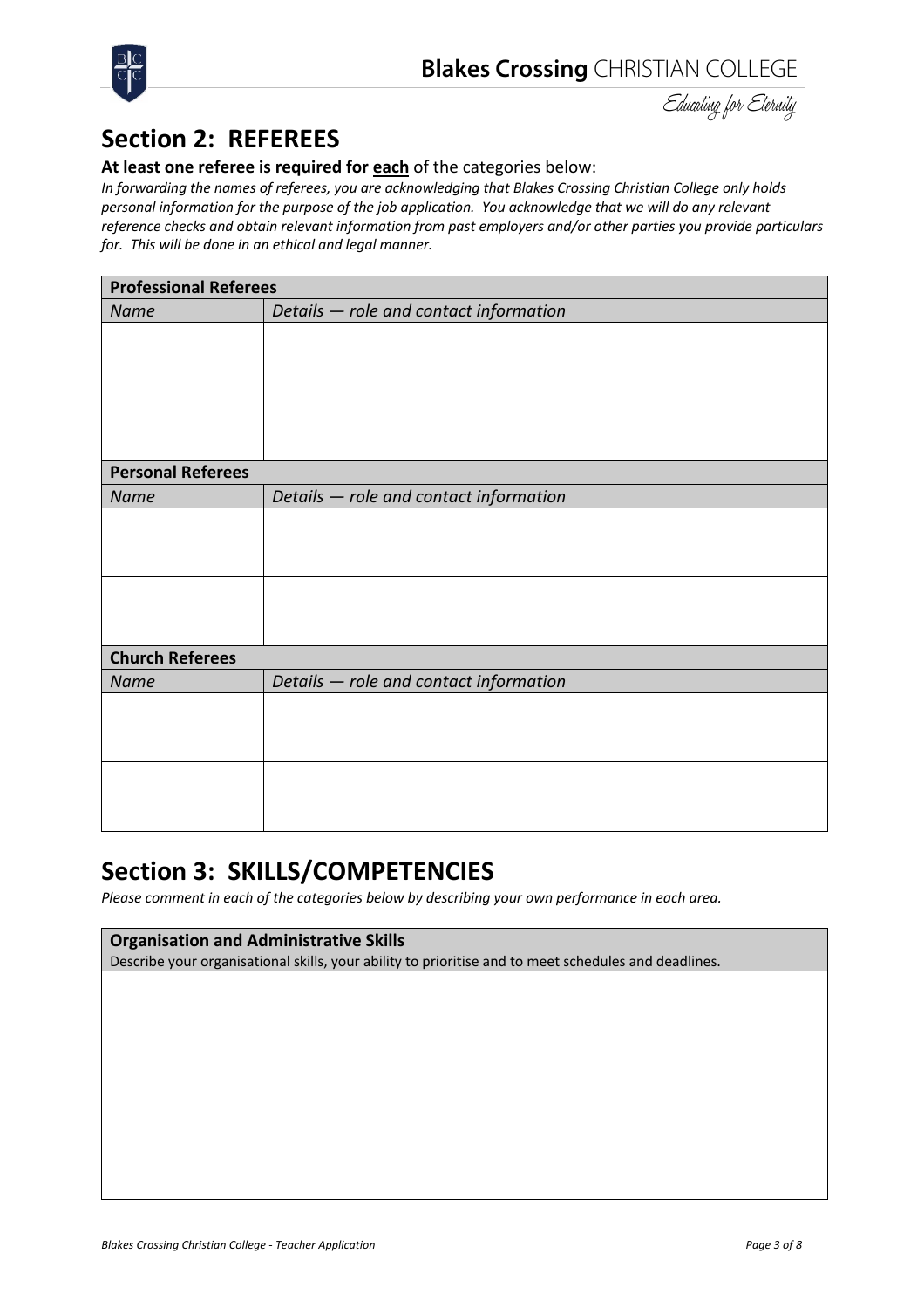## Section 2: REFEREES

**At least one referee is required for each of the categories below:**

*In forwarding the names of referees, you are acknowledging that Blakes Crossing Christian College only holds personal information for the purpose of the job application. You acknowledge that we will do any relevant reference checks and obtain relevant information from past employers and/or other parties you provide particulars for. This will be done in an ethical and legal manner.*

| **Professional Referees** | |
|---|---|
| *Name* | *Details — role and contact information* |
| | |
| | |
| **Personal Referees** | |
| *Name* | *Details — role and contact information* |
| | |
| | |
| **Church Referees** | |
| *Name* | *Details — role and contact information* |
| | |
| | |

## Section 3: SKILLS/COMPETENCIES

*Please comment in each of the categories below by describing your own performance in each area.*

| **Organisation and Administrative Skills**<br>Describe your organisational skills, your ability to prioritise and to meet schedules and deadlines. |
|---|
| |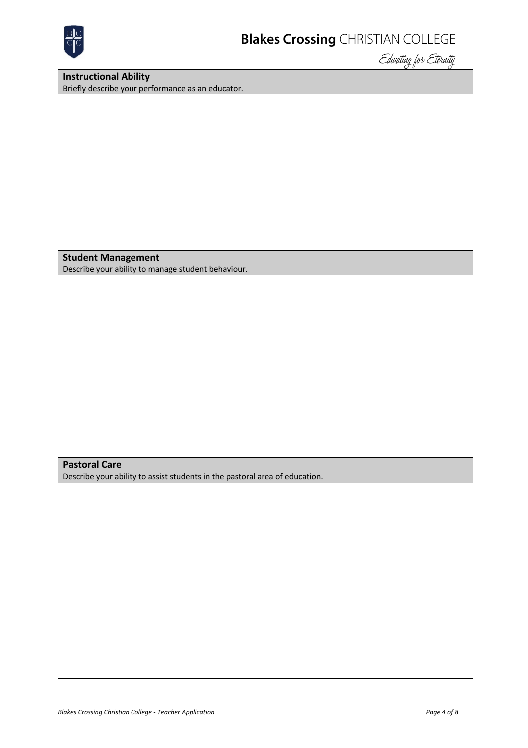**Instructional Ability**

Briefly describe your performance as an educator.

**Student Management**

Describe your ability to manage student behaviour.

**Pastoral Care**

Describe your ability to assist students in the pastoral area of education.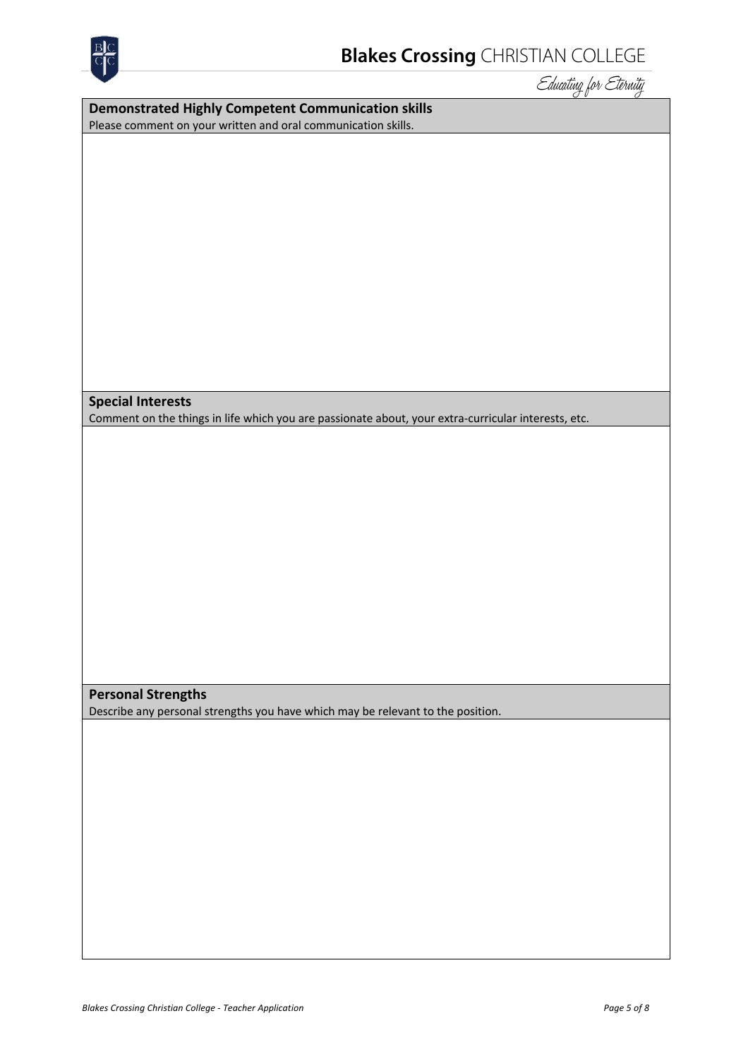**Demonstrated Highly Competent Communication skills**

Please comment on your written and oral communication skills.

**Special Interests**

Comment on the things in life which you are passionate about, your extra-curricular interests, etc.

**Personal Strengths**

Describe any personal strengths you have which may be relevant to the position.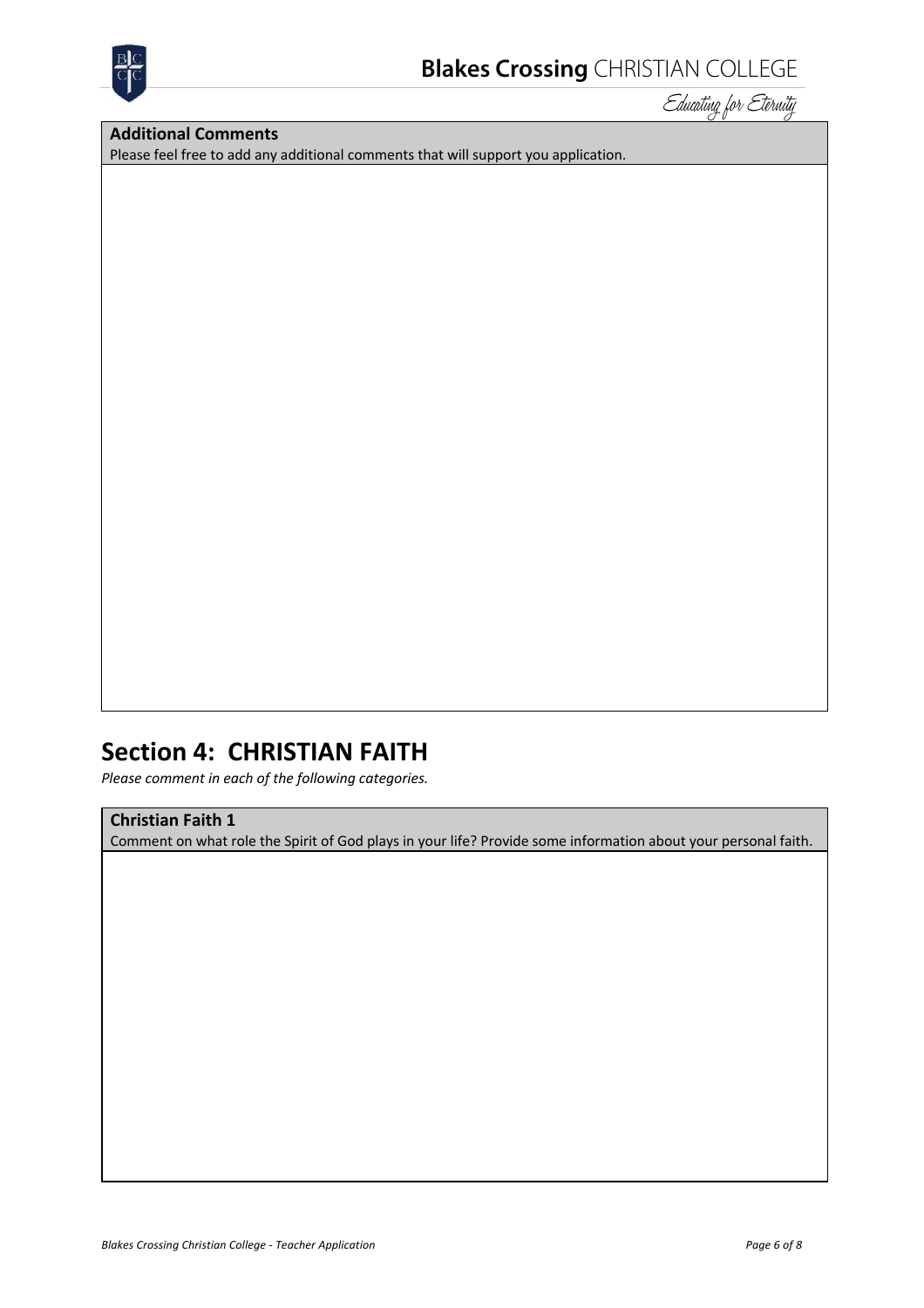**Additional Comments**
Please feel free to add any additional comments that will support you application.

## Section 4: CHRISTIAN FAITH

*Please comment in each of the following categories.*

**Christian Faith 1**
Comment on what role the Spirit of God plays in your life? Provide some information about your personal faith.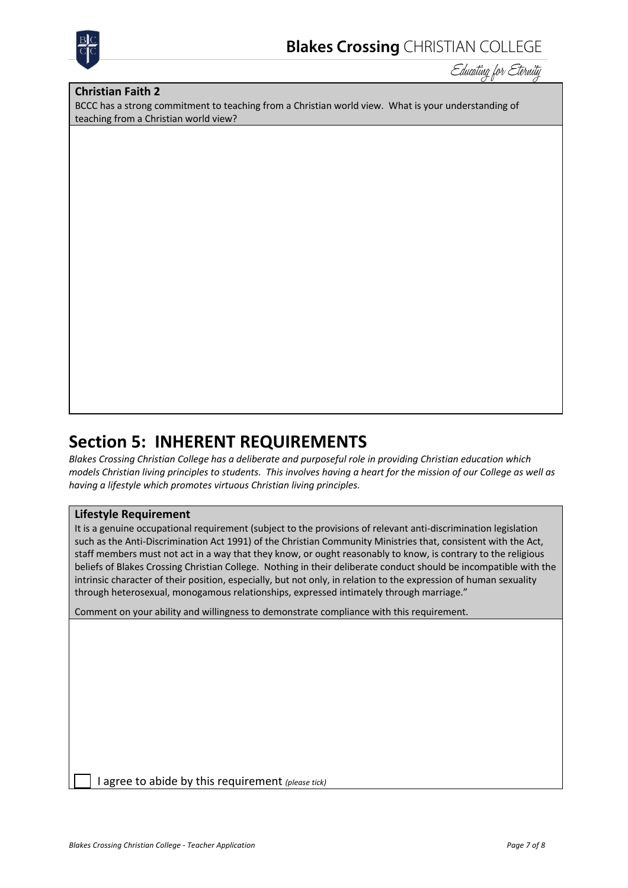**Christian Faith 2**

BCCC has a strong commitment to teaching from a Christian world view. What is your understanding of teaching from a Christian world view?

## Section 5: INHERENT REQUIREMENTS

*Blakes Crossing Christian College has a deliberate and purposeful role in providing Christian education which models Christian living principles to students. This involves having a heart for the mission of our College as well as having a lifestyle which promotes virtuous Christian living principles.*

**Lifestyle Requirement**

It is a genuine occupational requirement (subject to the provisions of relevant anti-discrimination legislation such as the Anti-Discrimination Act 1991) of the Christian Community Ministries that, consistent with the Act, staff members must not act in a way that they know, or ought reasonably to know, is contrary to the religious beliefs of Blakes Crossing Christian College. Nothing in their deliberate conduct should be incompatible with the intrinsic character of their position, especially, but not only, in relation to the expression of human sexuality through heterosexual, monogamous relationships, expressed intimately through marriage."

Comment on your ability and willingness to demonstrate compliance with this requirement.

☐ I agree to abide by this requirement *(please tick)*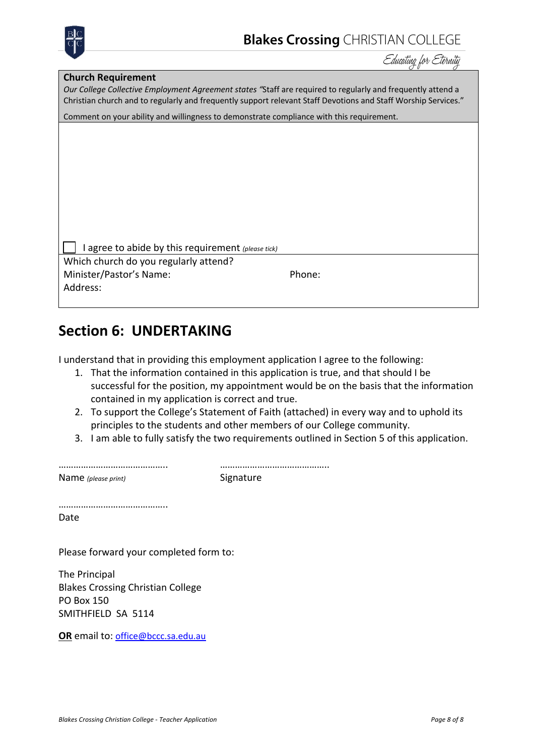**Church Requirement**

*Our College Collective Employment Agreement states "*Staff are required to regularly and frequently attend a Christian church and to regularly and frequently support relevant Staff Devotions and Staff Worship Services."

Comment on your ability and willingness to demonstrate compliance with this requirement.

☐ I agree to abide by this requirement *(please tick)*

Which church do you regularly attend?

Minister/Pastor's Name: Phone:

Address:

## Section 6: UNDERTAKING

I understand that in providing this employment application I agree to the following:

1. That the information contained in this application is true, and that should I be successful for the position, my appointment would be on the basis that the information contained in my application is correct and true.
2. To support the College's Statement of Faith (attached) in every way and to uphold its principles to the students and other members of our College community.
3. I am able to fully satisfy the two requirements outlined in Section 5 of this application.

…………………………………….. ……………………………………..
Name *(please print)* Signature

……………………………………..
Date

Please forward your completed form to:

The Principal
Blakes Crossing Christian College
PO Box 150
SMITHFIELD SA 5114

**OR** email to: office@bccc.sa.edu.au